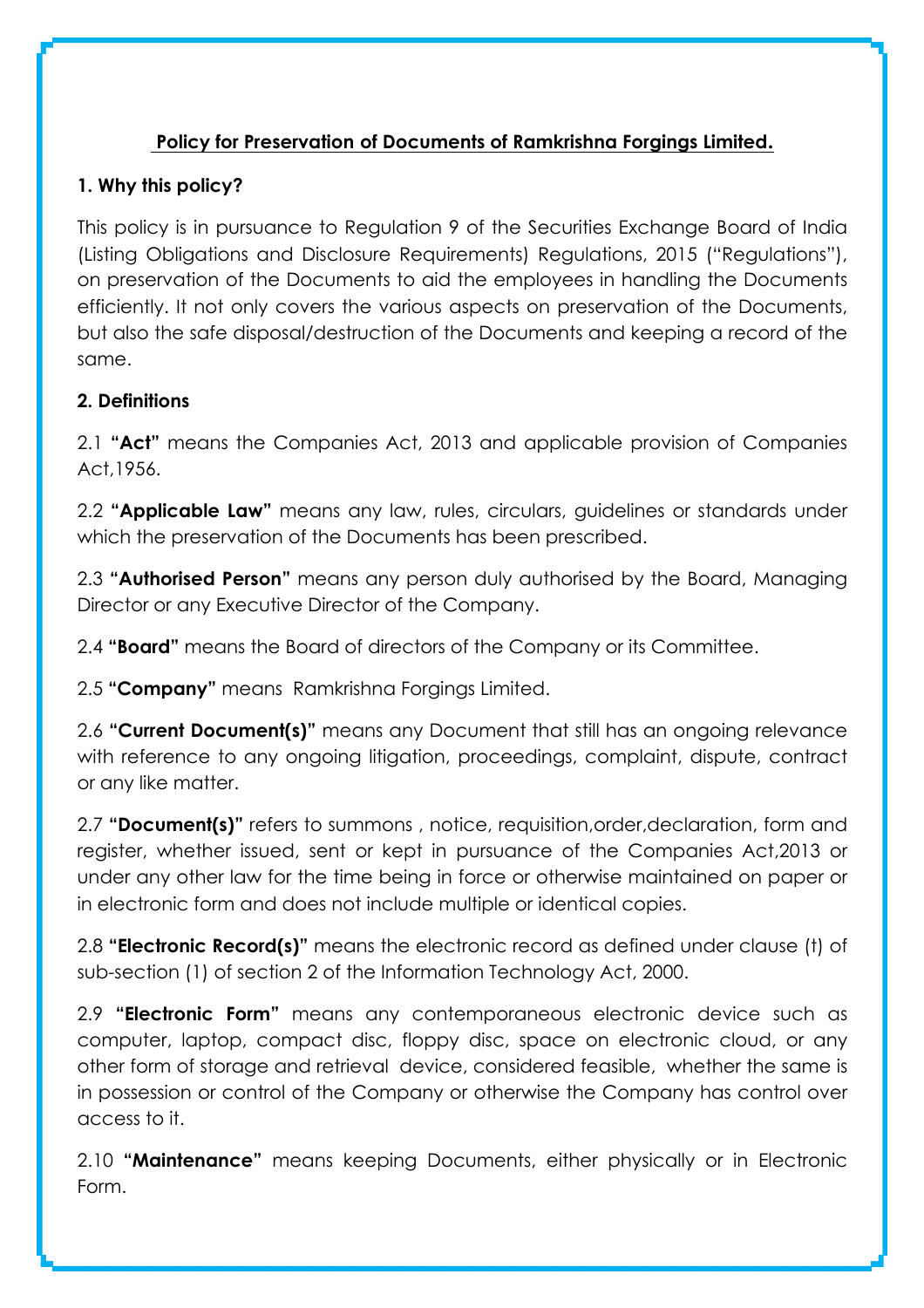## Policy for Preservation of Documents of Ramkrishna Forgings Limited.

### 1. Why this policy?

This policy is in pursuance to Regulation 9 of the Securities Exchange Board of India (Listing Obligations and Disclosure Requirements) Regulations, 2015 ("Regulations"), on preservation of the Documents to aid the employees in handling the Documents efficiently. It not only covers the various aspects on preservation of the Documents, but also the safe disposal/destruction of the Documents and keeping a record of the same.

### 2. Definitions

2.1 **"Act"** means the Companies Act, 2013 and applicable provision of Companies Act,1956.

2.2 **"Applicable Law"** means any law, rules, circulars, guidelines or standards under which the preservation of the Documents has been prescribed.

2.3 **"Authorised Person"** means any person duly authorised by the Board, Managing Director or any Executive Director of the Company.

2.4 **"Board"** means the Board of directors of the Company or its Committee.

2.5 **"Company"** means Ramkrishna Forgings Limited.

2.6 **"Current Document(s)"** means any Document that still has an ongoing relevance with reference to any ongoing litigation, proceedings, complaint, dispute, contract or any like matter.

2.7 **"Document(s)"** refers to summons , notice, requisition,order,declaration, form and register, whether issued, sent or kept in pursuance of the Companies Act,2013 or under any other law for the time being in force or otherwise maintained on paper or in electronic form and does not include multiple or identical copies.

2.8 **"Electronic Record(s)"** means the electronic record as defined under clause (t) of sub-section (1) of section 2 of the Information Technology Act, 2000.

2.9 **"Electronic Form"** means any contemporaneous electronic device such as computer, laptop, compact disc, floppy disc, space on electronic cloud, or any other form of storage and retrieval device, considered feasible, whether the same is in possession or control of the Company or otherwise the Company has control over access to it.

2.10 **"Maintenance"** means keeping Documents, either physically or in Electronic Form.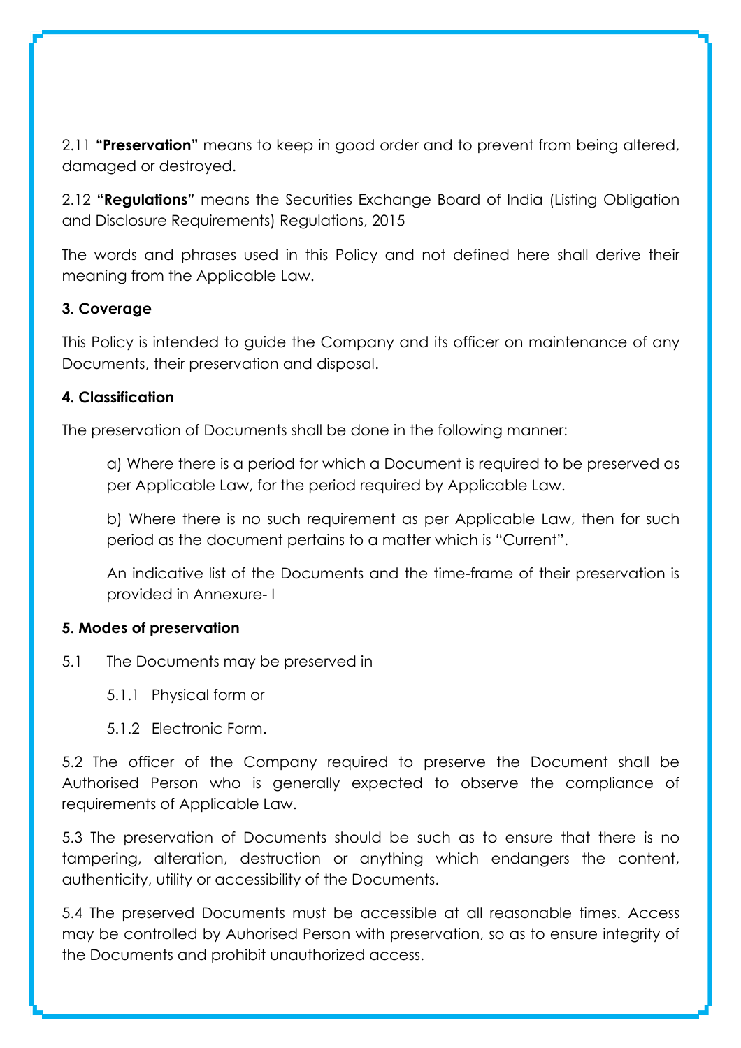2.11 **"Preservation"** means to keep in good order and to prevent from being altered, damaged or destroyed.

2.12 **"Regulations"** means the Securities Exchange Board of India (Listing Obligation and Disclosure Requirements) Regulations, 2015

The words and phrases used in this Policy and not defined here shall derive their meaning from the Applicable Law.

**3. Coverage**

This Policy is intended to guide the Company and its officer on maintenance of any Documents, their preservation and disposal.

**4. Classification**

The preservation of Documents shall be done in the following manner:

a) Where there is a period for which a Document is required to be preserved as per Applicable Law, for the period required by Applicable Law.

b) Where there is no such requirement as per Applicable Law, then for such period as the document pertains to a matter which is "Current".

An indicative list of the Documents and the time-frame of their preservation is provided in Annexure- I

**5. Modes of preservation**

5.1 The Documents may be preserved in

5.1.1 Physical form or

5.1.2 Electronic Form.

5.2 The officer of the Company required to preserve the Document shall be Authorised Person who is generally expected to observe the compliance of requirements of Applicable Law.

5.3 The preservation of Documents should be such as to ensure that there is no tampering, alteration, destruction or anything which endangers the content, authenticity, utility or accessibility of the Documents.

5.4 The preserved Documents must be accessible at all reasonable times. Access may be controlled by Auhorised Person with preservation, so as to ensure integrity of the Documents and prohibit unauthorized access.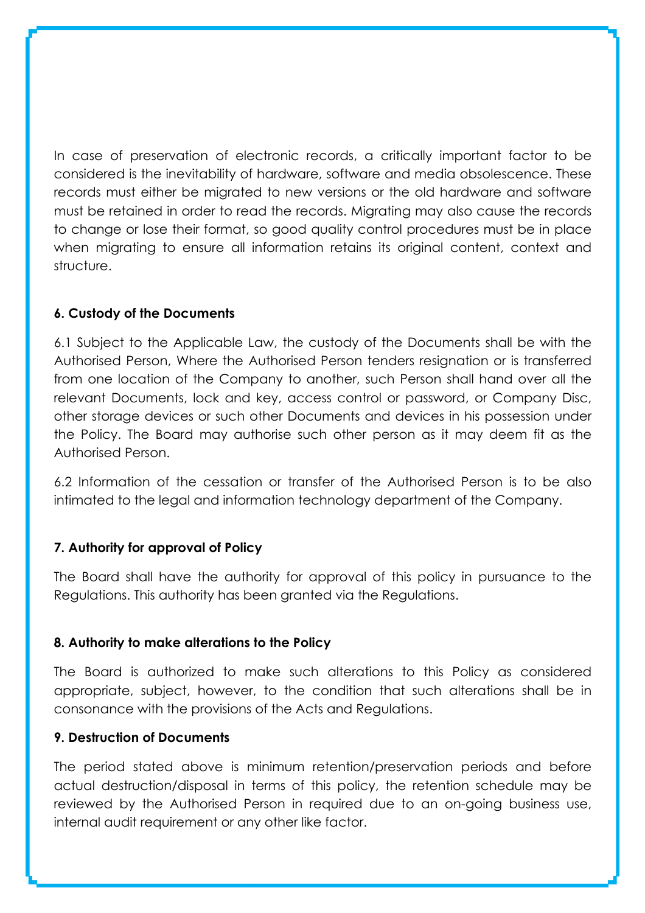In case of preservation of electronic records, a critically important factor to be considered is the inevitability of hardware, software and media obsolescence. These records must either be migrated to new versions or the old hardware and software must be retained in order to read the records. Migrating may also cause the records to change or lose their format, so good quality control procedures must be in place when migrating to ensure all information retains its original content, context and structure.

**6. Custody of the Documents**

6.1 Subject to the Applicable Law, the custody of the Documents shall be with the Authorised Person, Where the Authorised Person tenders resignation or is transferred from one location of the Company to another, such Person shall hand over all the relevant Documents, lock and key, access control or password, or Company Disc, other storage devices or such other Documents and devices in his possession under the Policy. The Board may authorise such other person as it may deem fit as the Authorised Person.

6.2 Information of the cessation or transfer of the Authorised Person is to be also intimated to the legal and information technology department of the Company.

**7. Authority for approval of Policy**

The Board shall have the authority for approval of this policy in pursuance to the Regulations. This authority has been granted via the Regulations.

**8. Authority to make alterations to the Policy**

The Board is authorized to make such alterations to this Policy as considered appropriate, subject, however, to the condition that such alterations shall be in consonance with the provisions of the Acts and Regulations.

**9. Destruction of Documents**

The period stated above is minimum retention/preservation periods and before actual destruction/disposal in terms of this policy, the retention schedule may be reviewed by the Authorised Person in required due to an on-going business use, internal audit requirement or any other like factor.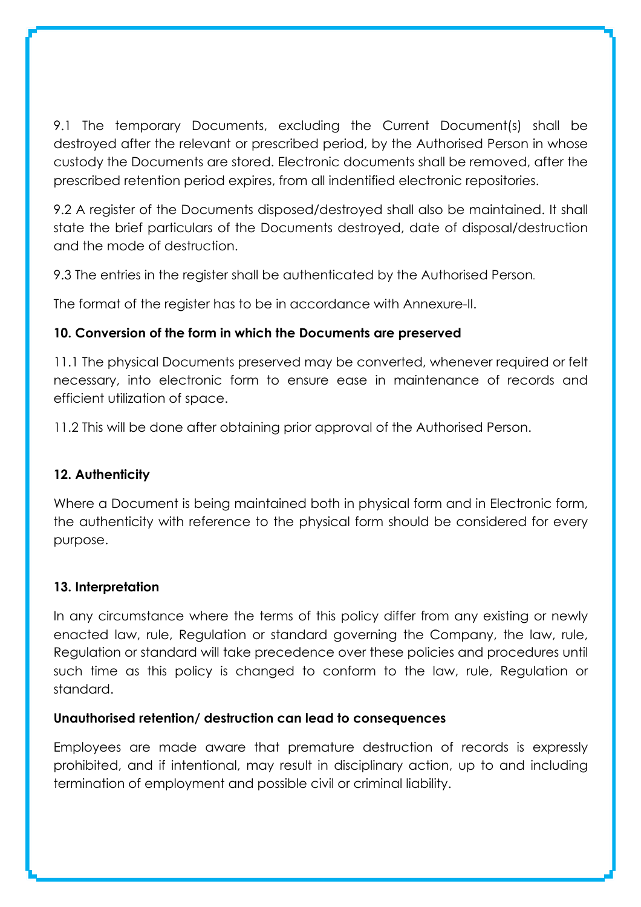9.1 The temporary Documents, excluding the Current Document(s) shall be destroyed after the relevant or prescribed period, by the Authorised Person in whose custody the Documents are stored. Electronic documents shall be removed, after the prescribed retention period expires, from all indentified electronic repositories.

9.2 A register of the Documents disposed/destroyed shall also be maintained. It shall state the brief particulars of the Documents destroyed, date of disposal/destruction and the mode of destruction.

9.3 The entries in the register shall be authenticated by the Authorised Person.

The format of the register has to be in accordance with Annexure-II.

**10. Conversion of the form in which the Documents are preserved**

11.1 The physical Documents preserved may be converted, whenever required or felt necessary, into electronic form to ensure ease in maintenance of records and efficient utilization of space.

11.2 This will be done after obtaining prior approval of the Authorised Person.

**12. Authenticity**

Where a Document is being maintained both in physical form and in Electronic form, the authenticity with reference to the physical form should be considered for every purpose.

**13. Interpretation**

In any circumstance where the terms of this policy differ from any existing or newly enacted law, rule, Regulation or standard governing the Company, the law, rule, Regulation or standard will take precedence over these policies and procedures until such time as this policy is changed to conform to the law, rule, Regulation or standard.

**Unauthorised retention/ destruction can lead to consequences**

Employees are made aware that premature destruction of records is expressly prohibited, and if intentional, may result in disciplinary action, up to and including termination of employment and possible civil or criminal liability.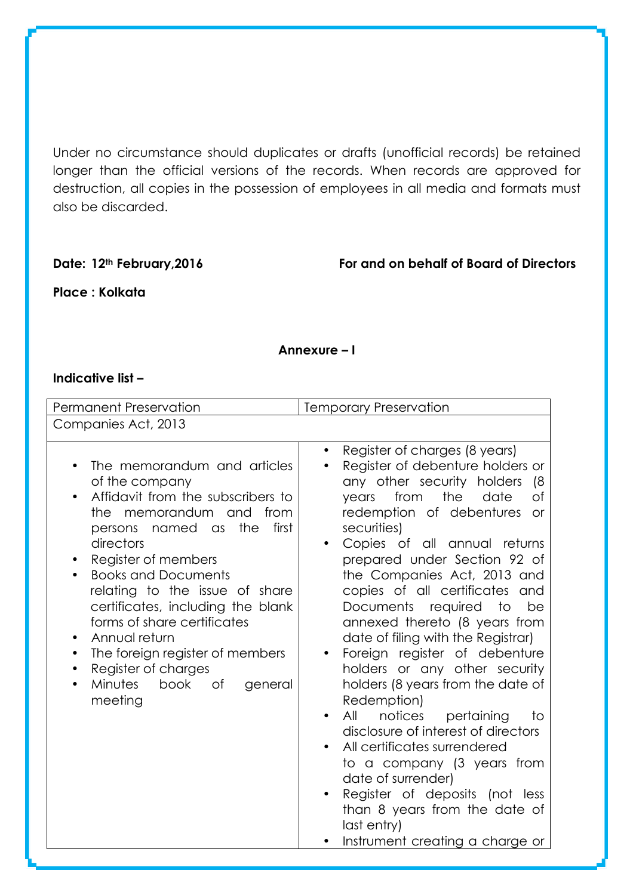Under no circumstance should duplicates or drafts (unofficial records) be retained longer than the official versions of the records. When records are approved for destruction, all copies in the possession of employees in all media and formats must also be discarded.

**Date: 12th February,2016** **For and on behalf of Board of Directors**

**Place : Kolkata**

**Annexure – I**

**Indicative list –**

| Permanent Preservation | Temporary Preservation |
|---|---|
| Companies Act, 2013 | |
| • The memorandum and articles of the company<br>• Affidavit from the subscribers to the memorandum and from persons named as the first directors<br>• Register of members<br>• Books and Documents relating to the issue of share certificates, including the blank forms of share certificates<br>• Annual return<br>• The foreign register of members<br>• Register of charges<br>• Minutes book of general meeting | • Register of charges (8 years)<br>• Register of debenture holders or any other security holders (8 years from the date of redemption of debentures or securities)<br>• Copies of all annual returns prepared under Section 92 of the Companies Act, 2013 and copies of all certificates and Documents required to be annexed thereto (8 years from date of filing with the Registrar)<br>• Foreign register of debenture holders or any other security holders (8 years from the date of Redemption)<br>• All notices pertaining to disclosure of interest of directors<br>• All certificates surrendered to a company (3 years from date of surrender)<br>• Register of deposits (not less than 8 years from the date of last entry)<br>• Instrument creating a charge or |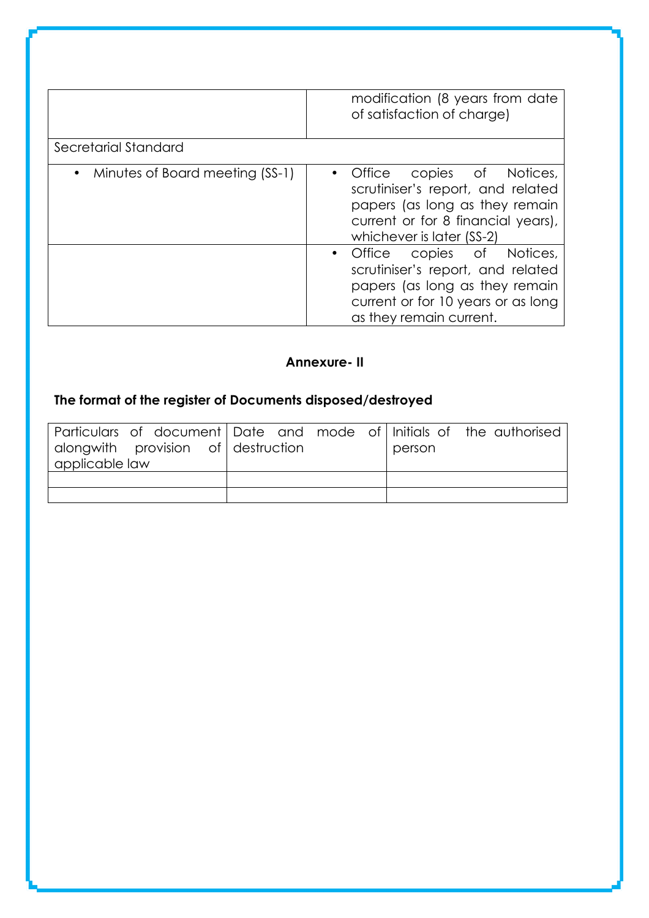| | |
|---|---|
| | modification (8 years from date of satisfaction of charge) |
| Secretarial Standard | |
| • Minutes of Board meeting (SS-1) | • Office copies of Notices, scrutiniser's report, and related papers (as long as they remain current or for 8 financial years), whichever is later (SS-2) |
| | • Office copies of Notices, scrutiniser's report, and related papers (as long as they remain current or for 10 years or as long as they remain current. |

**Annexure- II**

**The format of the register of Documents disposed/destroyed**

| Particulars of document alongwith provision of applicable law | Date and mode of destruction | Initials of the authorised person |
|---|---|---|
| | | |
| | | |